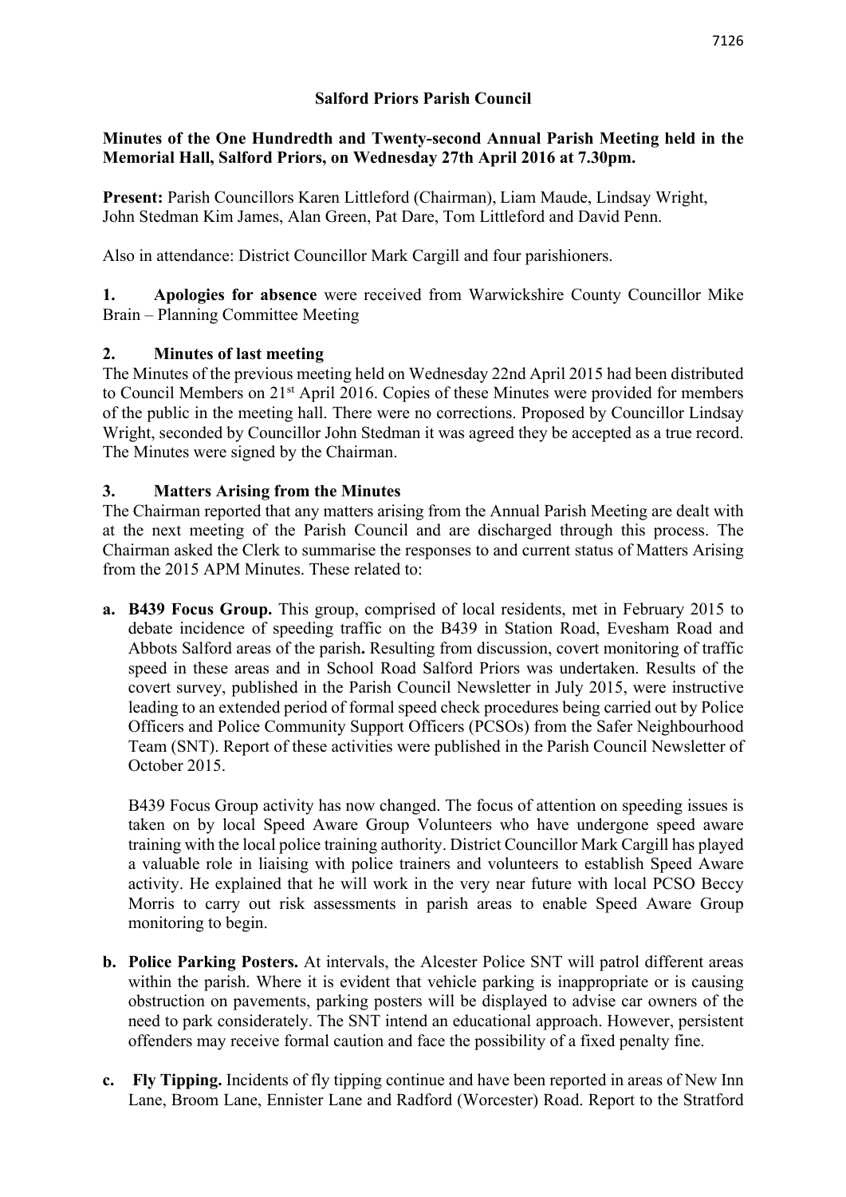**Salford Priors Parish Council**

**Minutes of the One Hundredth and Twenty-second Annual Parish Meeting held in the Memorial Hall, Salford Priors, on Wednesday 27th April 2016 at 7.30pm.**

**Present:** Parish Councillors Karen Littleford (Chairman), Liam Maude, Lindsay Wright, John Stedman Kim James, Alan Green, Pat Dare, Tom Littleford and David Penn.

Also in attendance: District Councillor Mark Cargill and four parishioners.

**1. Apologies for absence** were received from Warwickshire County Councillor Mike Brain – Planning Committee Meeting

**2. Minutes of last meeting**

The Minutes of the previous meeting held on Wednesday 22nd April 2015 had been distributed to Council Members on 21st April 2016. Copies of these Minutes were provided for members of the public in the meeting hall. There were no corrections. Proposed by Councillor Lindsay Wright, seconded by Councillor John Stedman it was agreed they be accepted as a true record. The Minutes were signed by the Chairman.

**3. Matters Arising from the Minutes**

The Chairman reported that any matters arising from the Annual Parish Meeting are dealt with at the next meeting of the Parish Council and are discharged through this process. The Chairman asked the Clerk to summarise the responses to and current status of Matters Arising from the 2015 APM Minutes. These related to:

**a. B439 Focus Group.** This group, comprised of local residents, met in February 2015 to debate incidence of speeding traffic on the B439 in Station Road, Evesham Road and Abbots Salford areas of the parish**.** Resulting from discussion, covert monitoring of traffic speed in these areas and in School Road Salford Priors was undertaken. Results of the covert survey, published in the Parish Council Newsletter in July 2015, were instructive leading to an extended period of formal speed check procedures being carried out by Police Officers and Police Community Support Officers (PCSOs) from the Safer Neighbourhood Team (SNT). Report of these activities were published in the Parish Council Newsletter of October 2015.

B439 Focus Group activity has now changed. The focus of attention on speeding issues is taken on by local Speed Aware Group Volunteers who have undergone speed aware training with the local police training authority. District Councillor Mark Cargill has played a valuable role in liaising with police trainers and volunteers to establish Speed Aware activity. He explained that he will work in the very near future with local PCSO Beccy Morris to carry out risk assessments in parish areas to enable Speed Aware Group monitoring to begin.

**b. Police Parking Posters.** At intervals, the Alcester Police SNT will patrol different areas within the parish. Where it is evident that vehicle parking is inappropriate or is causing obstruction on pavements, parking posters will be displayed to advise car owners of the need to park considerately. The SNT intend an educational approach. However, persistent offenders may receive formal caution and face the possibility of a fixed penalty fine.

**c. Fly Tipping.** Incidents of fly tipping continue and have been reported in areas of New Inn Lane, Broom Lane, Ennister Lane and Radford (Worcester) Road. Report to the Stratford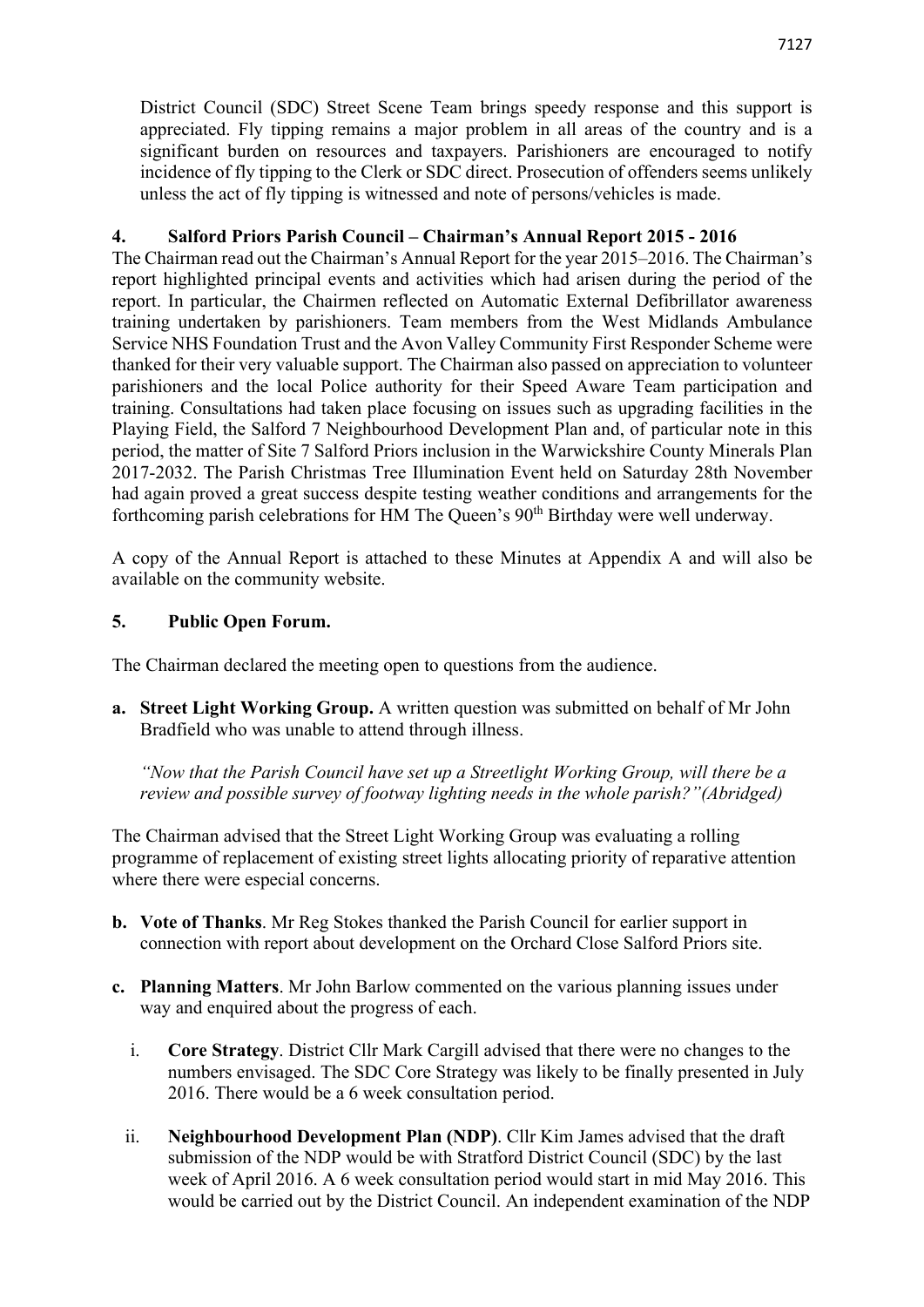District Council (SDC) Street Scene Team brings speedy response and this support is appreciated. Fly tipping remains a major problem in all areas of the country and is a significant burden on resources and taxpayers. Parishioners are encouraged to notify incidence of fly tipping to the Clerk or SDC direct. Prosecution of offenders seems unlikely unless the act of fly tipping is witnessed and note of persons/vehicles is made.

**4. Salford Priors Parish Council – Chairman's Annual Report 2015 - 2016**

The Chairman read out the Chairman's Annual Report for the year 2015–2016. The Chairman's report highlighted principal events and activities which had arisen during the period of the report. In particular, the Chairmen reflected on Automatic External Defibrillator awareness training undertaken by parishioners. Team members from the West Midlands Ambulance Service NHS Foundation Trust and the Avon Valley Community First Responder Scheme were thanked for their very valuable support. The Chairman also passed on appreciation to volunteer parishioners and the local Police authority for their Speed Aware Team participation and training. Consultations had taken place focusing on issues such as upgrading facilities in the Playing Field, the Salford 7 Neighbourhood Development Plan and, of particular note in this period, the matter of Site 7 Salford Priors inclusion in the Warwickshire County Minerals Plan 2017-2032. The Parish Christmas Tree Illumination Event held on Saturday 28th November had again proved a great success despite testing weather conditions and arrangements for the forthcoming parish celebrations for HM The Queen's 90th Birthday were well underway.

A copy of the Annual Report is attached to these Minutes at Appendix A and will also be available on the community website.

**5. Public Open Forum.**

The Chairman declared the meeting open to questions from the audience.

**a. Street Light Working Group.** A written question was submitted on behalf of Mr John Bradfield who was unable to attend through illness.

*"Now that the Parish Council have set up a Streetlight Working Group, will there be a review and possible survey of footway lighting needs in the whole parish?"(Abridged)*

The Chairman advised that the Street Light Working Group was evaluating a rolling programme of replacement of existing street lights allocating priority of reparative attention where there were especial concerns.

**b. Vote of Thanks**. Mr Reg Stokes thanked the Parish Council for earlier support in connection with report about development on the Orchard Close Salford Priors site.

**c. Planning Matters**. Mr John Barlow commented on the various planning issues under way and enquired about the progress of each.

i. **Core Strategy**. District Cllr Mark Cargill advised that there were no changes to the numbers envisaged. The SDC Core Strategy was likely to be finally presented in July 2016. There would be a 6 week consultation period.

ii. **Neighbourhood Development Plan (NDP)**. Cllr Kim James advised that the draft submission of the NDP would be with Stratford District Council (SDC) by the last week of April 2016. A 6 week consultation period would start in mid May 2016. This would be carried out by the District Council. An independent examination of the NDP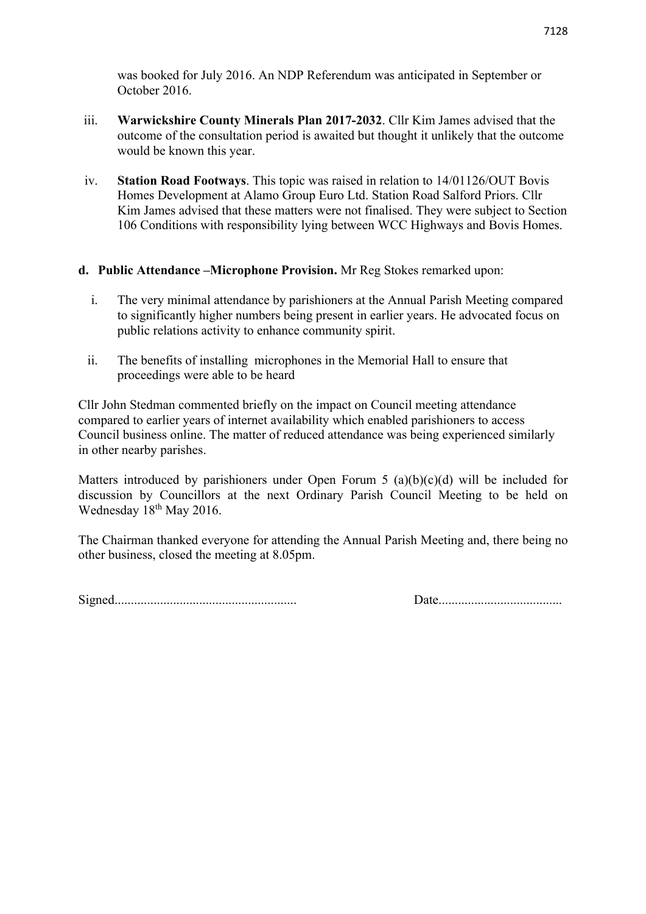was booked for July 2016. An NDP Referendum was anticipated in September or October 2016.

iii. **Warwickshire County Minerals Plan 2017-2032**. Cllr Kim James advised that the outcome of the consultation period is awaited but thought it unlikely that the outcome would be known this year.

iv. **Station Road Footways**. This topic was raised in relation to 14/01126/OUT Bovis Homes Development at Alamo Group Euro Ltd. Station Road Salford Priors. Cllr Kim James advised that these matters were not finalised. They were subject to Section 106 Conditions with responsibility lying between WCC Highways and Bovis Homes.

**d. Public Attendance –Microphone Provision.** Mr Reg Stokes remarked upon:

i. The very minimal attendance by parishioners at the Annual Parish Meeting compared to significantly higher numbers being present in earlier years. He advocated focus on public relations activity to enhance community spirit.

ii. The benefits of installing microphones in the Memorial Hall to ensure that proceedings were able to be heard

Cllr John Stedman commented briefly on the impact on Council meeting attendance compared to earlier years of internet availability which enabled parishioners to access Council business online. The matter of reduced attendance was being experienced similarly in other nearby parishes.

Matters introduced by parishioners under Open Forum 5 (a)(b)(c)(d) will be included for discussion by Councillors at the next Ordinary Parish Council Meeting to be held on Wednesday 18th May 2016.

The Chairman thanked everyone for attending the Annual Parish Meeting and, there being no other business, closed the meeting at 8.05pm.

Signed....................................................... Date......................................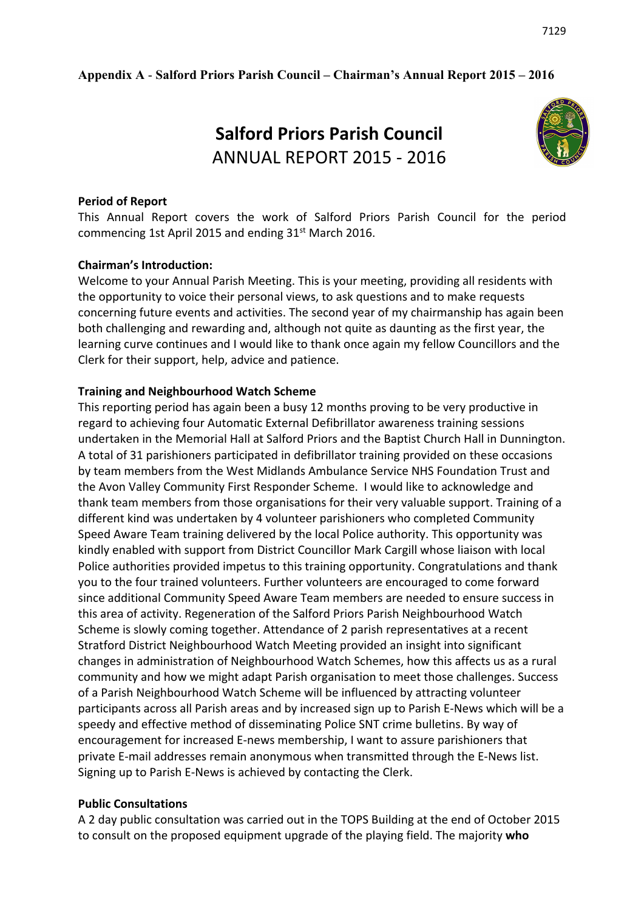**Appendix A - Salford Priors Parish Council – Chairman's Annual Report 2015 – 2016**

# Salford Priors Parish Council
## ANNUAL REPORT 2015 - 2016

**Period of Report**

This Annual Report covers the work of Salford Priors Parish Council for the period commencing 1st April 2015 and ending 31st March 2016.

**Chairman's Introduction:**

Welcome to your Annual Parish Meeting. This is your meeting, providing all residents with the opportunity to voice their personal views, to ask questions and to make requests concerning future events and activities. The second year of my chairmanship has again been both challenging and rewarding and, although not quite as daunting as the first year, the learning curve continues and I would like to thank once again my fellow Councillors and the Clerk for their support, help, advice and patience.

**Training and Neighbourhood Watch Scheme**

This reporting period has again been a busy 12 months proving to be very productive in regard to achieving four Automatic External Defibrillator awareness training sessions undertaken in the Memorial Hall at Salford Priors and the Baptist Church Hall in Dunnington. A total of 31 parishioners participated in defibrillator training provided on these occasions by team members from the West Midlands Ambulance Service NHS Foundation Trust and the Avon Valley Community First Responder Scheme. I would like to acknowledge and thank team members from those organisations for their very valuable support. Training of a different kind was undertaken by 4 volunteer parishioners who completed Community Speed Aware Team training delivered by the local Police authority. This opportunity was kindly enabled with support from District Councillor Mark Cargill whose liaison with local Police authorities provided impetus to this training opportunity. Congratulations and thank you to the four trained volunteers. Further volunteers are encouraged to come forward since additional Community Speed Aware Team members are needed to ensure success in this area of activity. Regeneration of the Salford Priors Parish Neighbourhood Watch Scheme is slowly coming together. Attendance of 2 parish representatives at a recent Stratford District Neighbourhood Watch Meeting provided an insight into significant changes in administration of Neighbourhood Watch Schemes, how this affects us as a rural community and how we might adapt Parish organisation to meet those challenges. Success of a Parish Neighbourhood Watch Scheme will be influenced by attracting volunteer participants across all Parish areas and by increased sign up to Parish E-News which will be a speedy and effective method of disseminating Police SNT crime bulletins. By way of encouragement for increased E-news membership, I want to assure parishioners that private E-mail addresses remain anonymous when transmitted through the E-News list. Signing up to Parish E-News is achieved by contacting the Clerk.

**Public Consultations**

A 2 day public consultation was carried out in the TOPS Building at the end of October 2015 to consult on the proposed equipment upgrade of the playing field. The majority **who**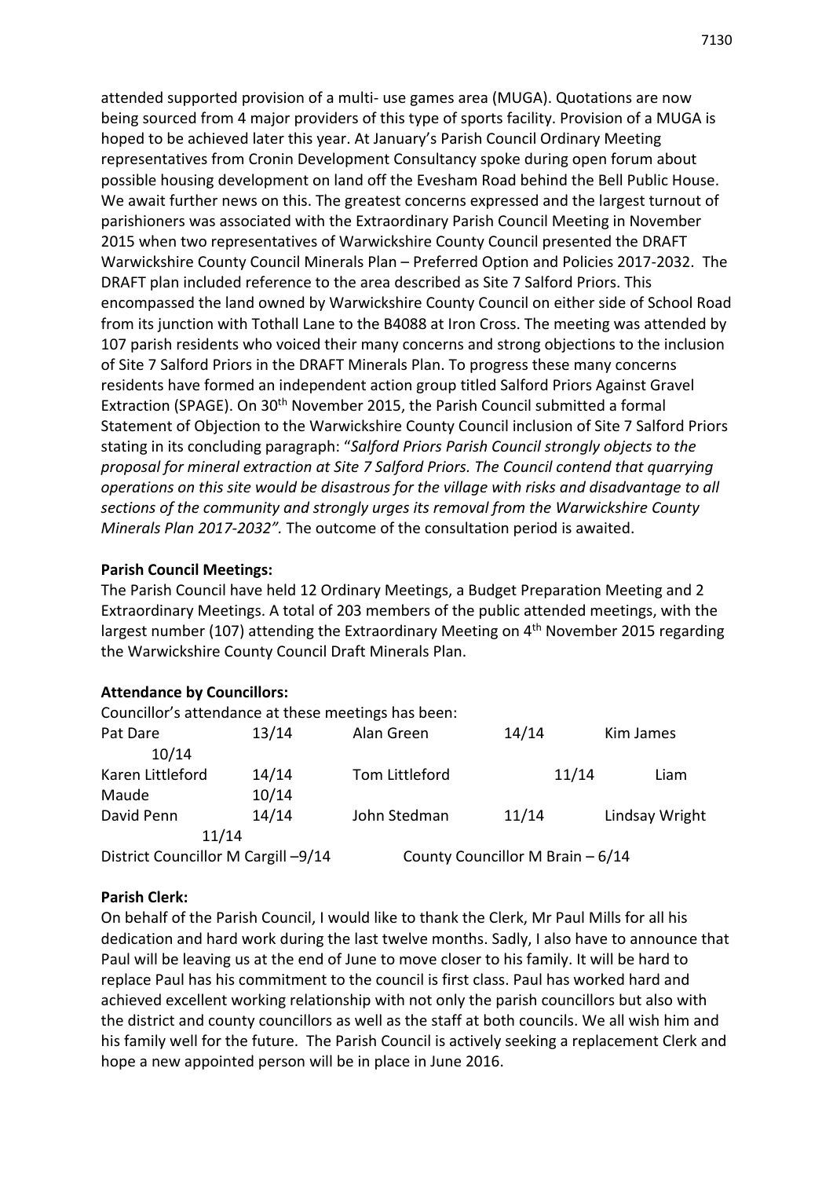attended supported provision of a multi- use games area (MUGA). Quotations are now being sourced from 4 major providers of this type of sports facility. Provision of a MUGA is hoped to be achieved later this year. At January's Parish Council Ordinary Meeting representatives from Cronin Development Consultancy spoke during open forum about possible housing development on land off the Evesham Road behind the Bell Public House. We await further news on this. The greatest concerns expressed and the largest turnout of parishioners was associated with the Extraordinary Parish Council Meeting in November 2015 when two representatives of Warwickshire County Council presented the DRAFT Warwickshire County Council Minerals Plan – Preferred Option and Policies 2017-2032. The DRAFT plan included reference to the area described as Site 7 Salford Priors. This encompassed the land owned by Warwickshire County Council on either side of School Road from its junction with Tothall Lane to the B4088 at Iron Cross. The meeting was attended by 107 parish residents who voiced their many concerns and strong objections to the inclusion of Site 7 Salford Priors in the DRAFT Minerals Plan. To progress these many concerns residents have formed an independent action group titled Salford Priors Against Gravel Extraction (SPAGE). On 30th November 2015, the Parish Council submitted a formal Statement of Objection to the Warwickshire County Council inclusion of Site 7 Salford Priors stating in its concluding paragraph: "*Salford Priors Parish Council strongly objects to the proposal for mineral extraction at Site 7 Salford Priors. The Council contend that quarrying operations on this site would be disastrous for the village with risks and disadvantage to all sections of the community and strongly urges its removal from the Warwickshire County Minerals Plan 2017-2032".* The outcome of the consultation period is awaited.

**Parish Council Meetings:**

The Parish Council have held 12 Ordinary Meetings, a Budget Preparation Meeting and 2 Extraordinary Meetings. A total of 203 members of the public attended meetings, with the largest number (107) attending the Extraordinary Meeting on 4th November 2015 regarding the Warwickshire County Council Draft Minerals Plan.

**Attendance by Councillors:**

Councillor's attendance at these meetings has been:

| | | | | | |
|---|---|---|---|---|---|
| Pat Dare | 13/14 | Alan Green | 14/14 | Kim James | 10/14 |
| Karen Littleford | 14/14 | Tom Littleford | 11/14 | Liam Maude | 10/14 |
| David Penn | 14/14 | John Stedman | 11/14 | Lindsay Wright | 11/14 |

District Councillor M Cargill –9/14 County Councillor M Brain – 6/14

**Parish Clerk:**

On behalf of the Parish Council, I would like to thank the Clerk, Mr Paul Mills for all his dedication and hard work during the last twelve months. Sadly, I also have to announce that Paul will be leaving us at the end of June to move closer to his family. It will be hard to replace Paul has his commitment to the council is first class. Paul has worked hard and achieved excellent working relationship with not only the parish councillors but also with the district and county councillors as well as the staff at both councils. We all wish him and his family well for the future. The Parish Council is actively seeking a replacement Clerk and hope a new appointed person will be in place in June 2016.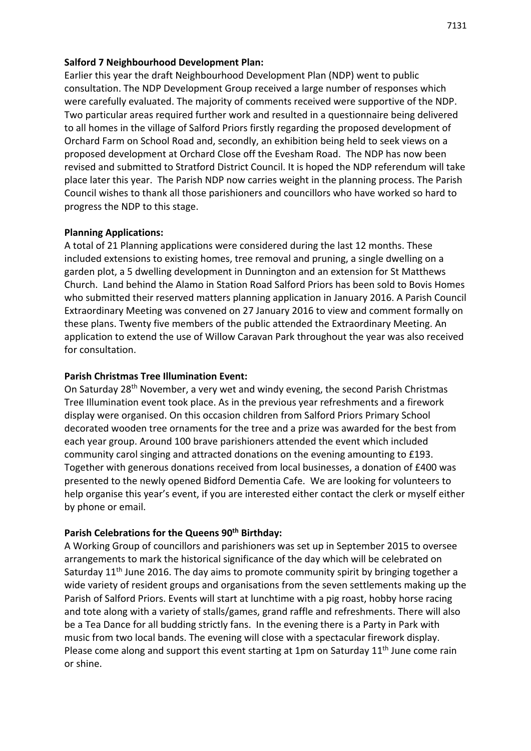**Salford 7 Neighbourhood Development Plan:**

Earlier this year the draft Neighbourhood Development Plan (NDP) went to public consultation. The NDP Development Group received a large number of responses which were carefully evaluated. The majority of comments received were supportive of the NDP. Two particular areas required further work and resulted in a questionnaire being delivered to all homes in the village of Salford Priors firstly regarding the proposed development of Orchard Farm on School Road and, secondly, an exhibition being held to seek views on a proposed development at Orchard Close off the Evesham Road. The NDP has now been revised and submitted to Stratford District Council. It is hoped the NDP referendum will take place later this year. The Parish NDP now carries weight in the planning process. The Parish Council wishes to thank all those parishioners and councillors who have worked so hard to progress the NDP to this stage.

**Planning Applications:**

A total of 21 Planning applications were considered during the last 12 months. These included extensions to existing homes, tree removal and pruning, a single dwelling on a garden plot, a 5 dwelling development in Dunnington and an extension for St Matthews Church. Land behind the Alamo in Station Road Salford Priors has been sold to Bovis Homes who submitted their reserved matters planning application in January 2016. A Parish Council Extraordinary Meeting was convened on 27 January 2016 to view and comment formally on these plans. Twenty five members of the public attended the Extraordinary Meeting. An application to extend the use of Willow Caravan Park throughout the year was also received for consultation.

**Parish Christmas Tree Illumination Event:**

On Saturday 28th November, a very wet and windy evening, the second Parish Christmas Tree Illumination event took place. As in the previous year refreshments and a firework display were organised. On this occasion children from Salford Priors Primary School decorated wooden tree ornaments for the tree and a prize was awarded for the best from each year group. Around 100 brave parishioners attended the event which included community carol singing and attracted donations on the evening amounting to £193. Together with generous donations received from local businesses, a donation of £400 was presented to the newly opened Bidford Dementia Cafe. We are looking for volunteers to help organise this year's event, if you are interested either contact the clerk or myself either by phone or email.

**Parish Celebrations for the Queens 90th Birthday:**

A Working Group of councillors and parishioners was set up in September 2015 to oversee arrangements to mark the historical significance of the day which will be celebrated on Saturday 11th June 2016. The day aims to promote community spirit by bringing together a wide variety of resident groups and organisations from the seven settlements making up the Parish of Salford Priors. Events will start at lunchtime with a pig roast, hobby horse racing and tote along with a variety of stalls/games, grand raffle and refreshments. There will also be a Tea Dance for all budding strictly fans. In the evening there is a Party in Park with music from two local bands. The evening will close with a spectacular firework display. Please come along and support this event starting at 1pm on Saturday 11th June come rain or shine.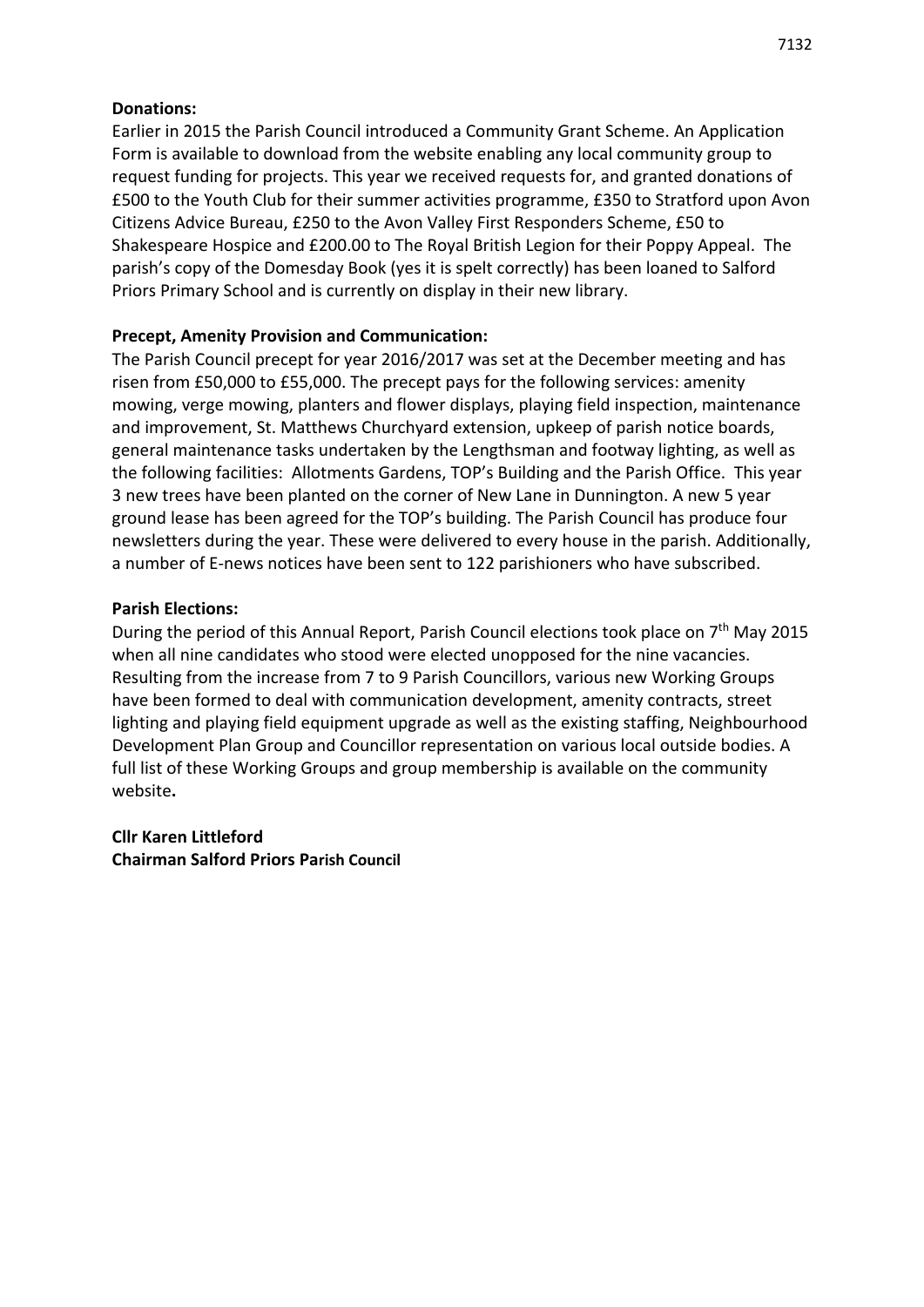**Donations:**

Earlier in 2015 the Parish Council introduced a Community Grant Scheme. An Application Form is available to download from the website enabling any local community group to request funding for projects. This year we received requests for, and granted donations of £500 to the Youth Club for their summer activities programme, £350 to Stratford upon Avon Citizens Advice Bureau, £250 to the Avon Valley First Responders Scheme, £50 to Shakespeare Hospice and £200.00 to The Royal British Legion for their Poppy Appeal. The parish's copy of the Domesday Book (yes it is spelt correctly) has been loaned to Salford Priors Primary School and is currently on display in their new library.

**Precept, Amenity Provision and Communication:**

The Parish Council precept for year 2016/2017 was set at the December meeting and has risen from £50,000 to £55,000. The precept pays for the following services: amenity mowing, verge mowing, planters and flower displays, playing field inspection, maintenance and improvement, St. Matthews Churchyard extension, upkeep of parish notice boards, general maintenance tasks undertaken by the Lengthsman and footway lighting, as well as the following facilities: Allotments Gardens, TOP's Building and the Parish Office. This year 3 new trees have been planted on the corner of New Lane in Dunnington. A new 5 year ground lease has been agreed for the TOP's building. The Parish Council has produce four newsletters during the year. These were delivered to every house in the parish. Additionally, a number of E-news notices have been sent to 122 parishioners who have subscribed.

**Parish Elections:**

During the period of this Annual Report, Parish Council elections took place on 7th May 2015 when all nine candidates who stood were elected unopposed for the nine vacancies. Resulting from the increase from 7 to 9 Parish Councillors, various new Working Groups have been formed to deal with communication development, amenity contracts, street lighting and playing field equipment upgrade as well as the existing staffing, Neighbourhood Development Plan Group and Councillor representation on various local outside bodies. A full list of these Working Groups and group membership is available on the community website**.**

**Cllr Karen Littleford**
**Chairman Salford Priors Parish Council**